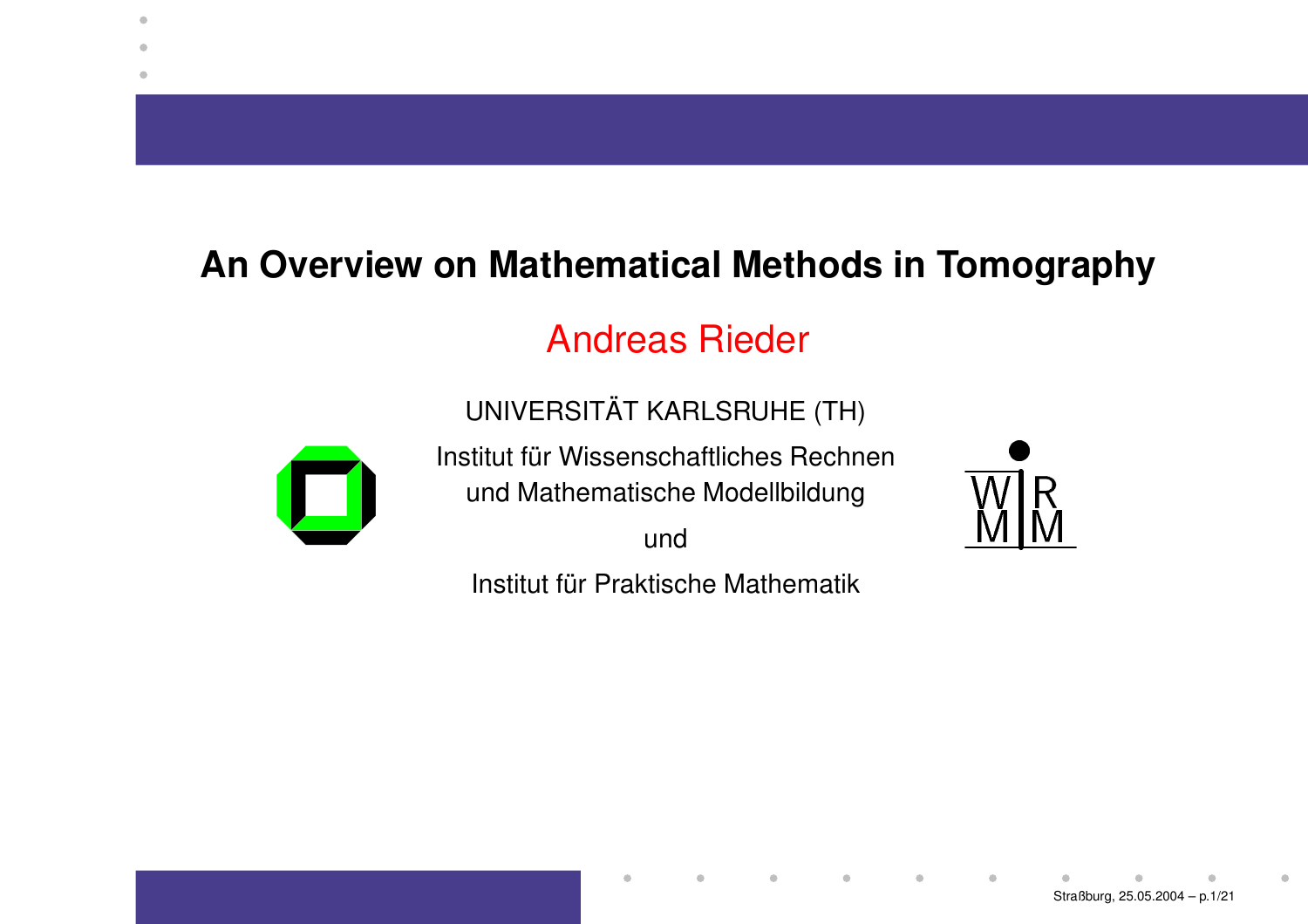# An Overview on Mathematical Methods in Tomography

Andreas Rieder

UNIVERSITÄT KARLSRUHE (TH)

Institut für Wissenschaftliches Rechnen
und Mathematische Modellbildung

und

Institut für Praktische Mathematik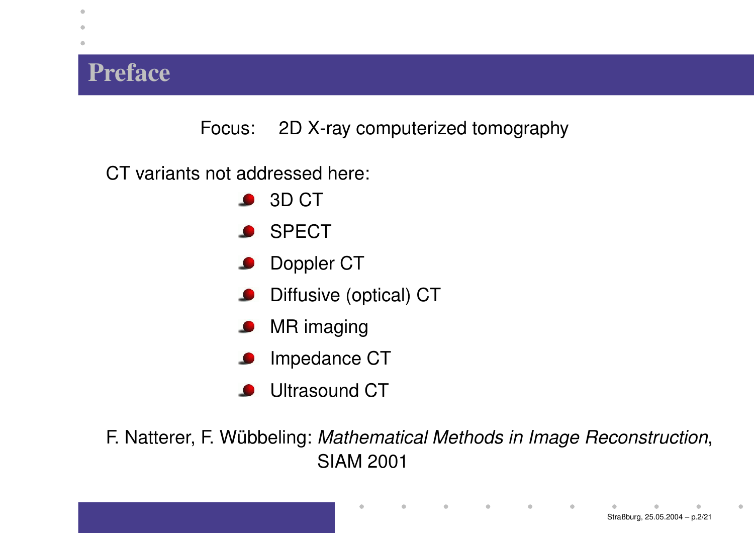# Preface

Focus: 2D X-ray computerized tomography

CT variants not addressed here:

- 3D CT
- SPECT
- Doppler CT
- Diffusive (optical) CT
- MR imaging
- Impedance CT
- Ultrasound CT

F. Natterer, F. Wübbeling: *Mathematical Methods in Image Reconstruction*, SIAM 2001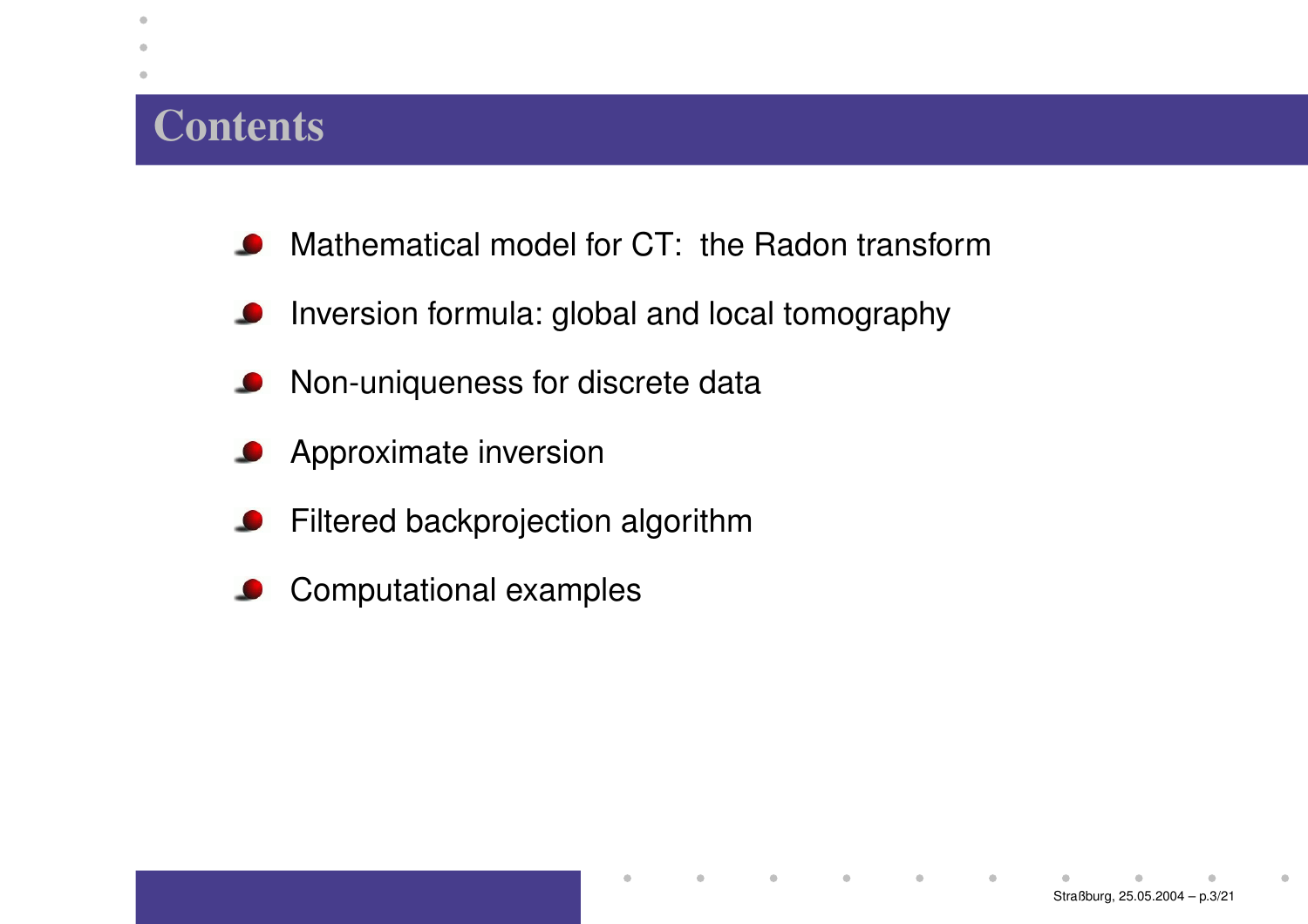# Contents

- Mathematical model for CT: the Radon transform
- Inversion formula: global and local tomography
- Non-uniqueness for discrete data
- Approximate inversion
- Filtered backprojection algorithm
- Computational examples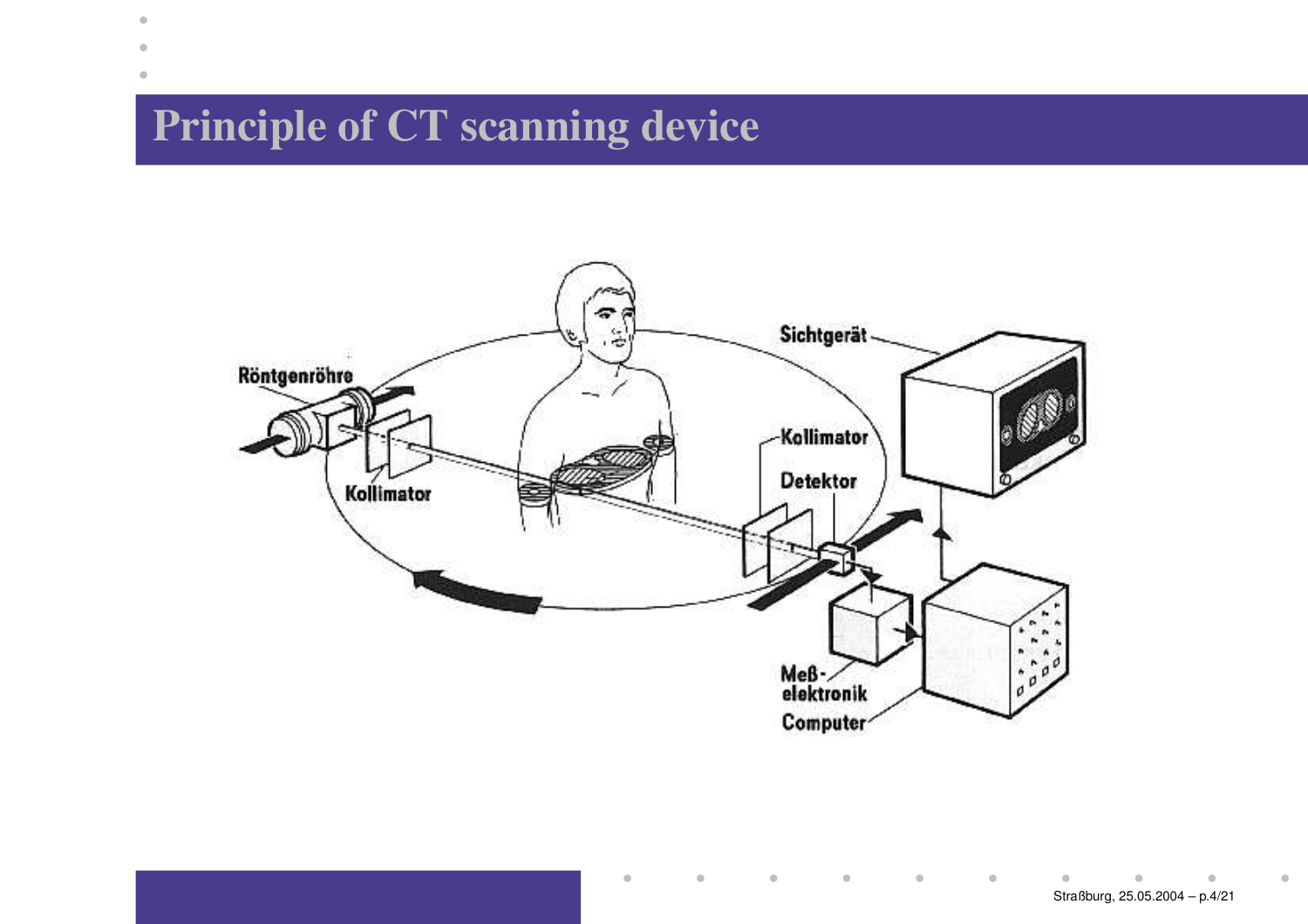# Principle of CT scanning device

Röntgenröhre

Kollimator

Sichtgerät

Kollimator

Detektor

Meß-
elektronik

Computer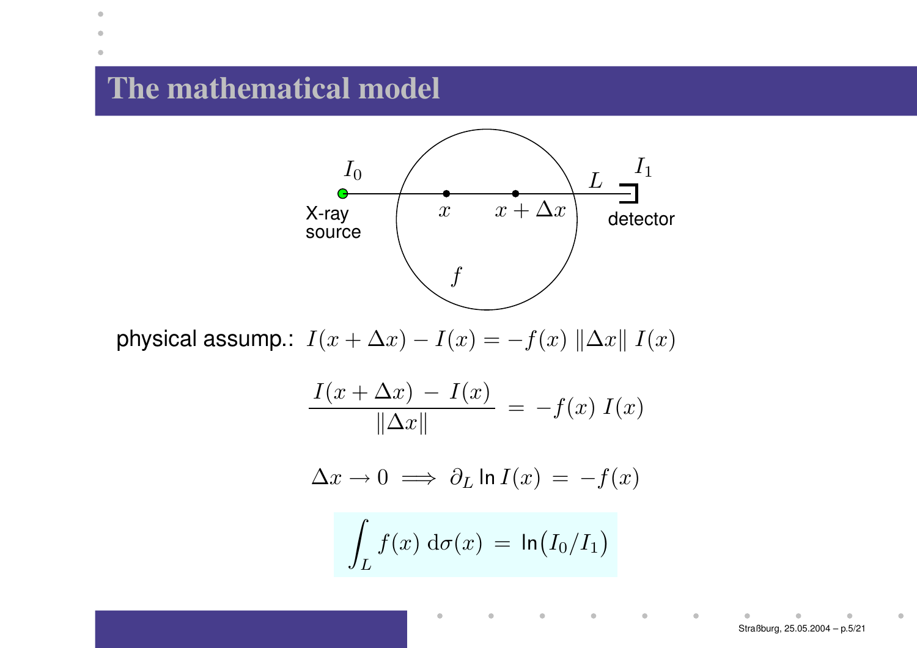# The mathematical model

physical assump.: $I(x+\Delta x) - I(x) = -f(x)\,\|\Delta x\|\,I(x)$

$$\frac{I(x+\Delta x)\;-\;I(x)}{\|\Delta x\|} \;=\; -f(x)\,I(x)$$

$$\Delta x \to 0 \implies \partial_L \ln I(x) \;=\; -f(x)$$

$$\int_L f(x)\,\mathrm{d}\sigma(x) \;=\; \ln\bigl(I_0/I_1\bigr)$$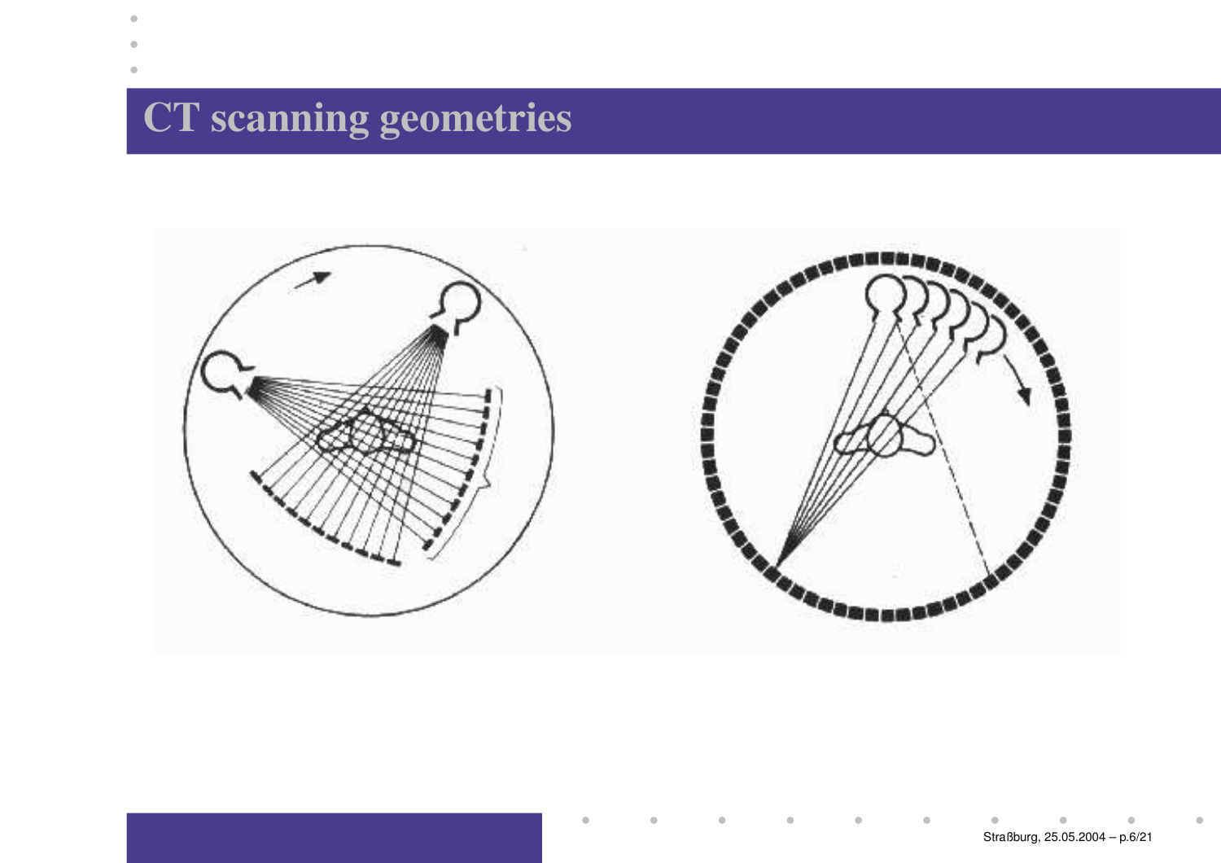# CT scanning geometries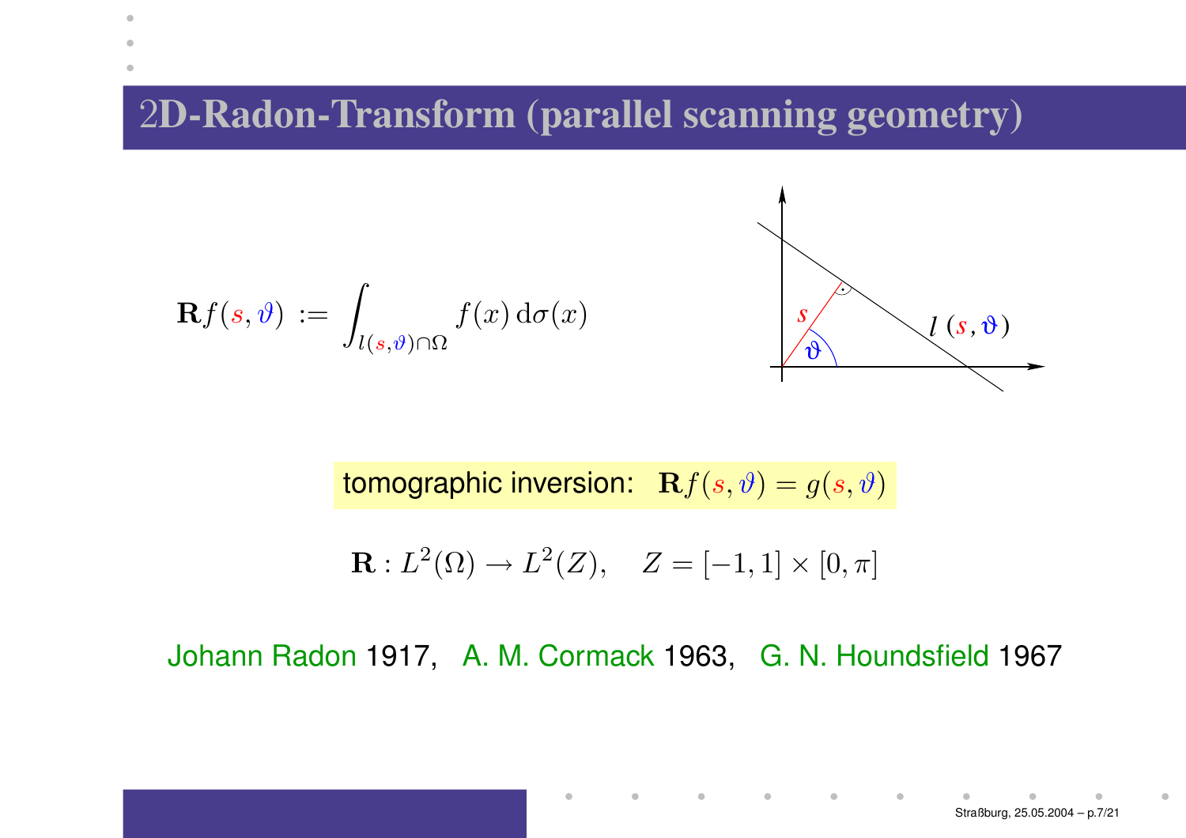# 2D-Radon-Transform (parallel scanning geometry)

$$\mathbf{R}f(s,\vartheta) := \int_{l(s,\vartheta)\cap\Omega} f(x)\,\mathrm{d}\sigma(x)$$

tomographic inversion: $\mathbf{R}f(s,\vartheta) = g(s,\vartheta)$

$$\mathbf{R} : L^2(\Omega) \to L^2(Z), \quad Z = [-1,1]\times[0,\pi]$$

Johann Radon 1917, A. M. Cormack 1963, G. N. Houndsfield 1967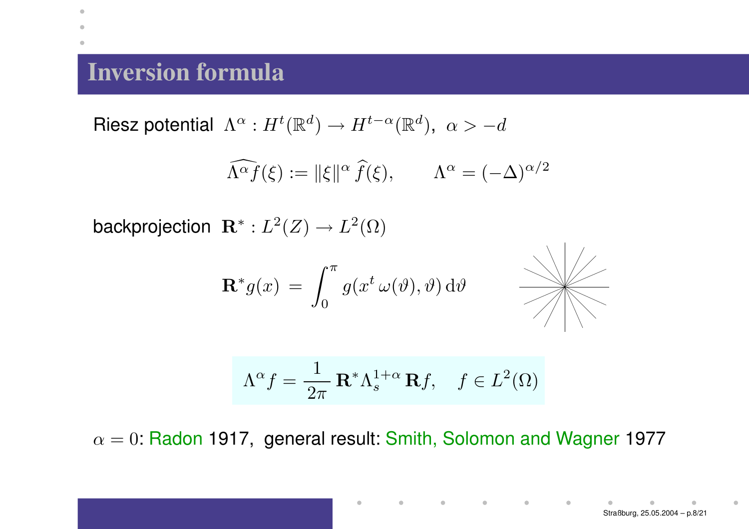# Inversion formula

Riesz potential $\Lambda^\alpha : H^t(\mathbb{R}^d) \to H^{t-\alpha}(\mathbb{R}^d),\ \alpha > -d$

$$\widehat{\Lambda^\alpha f}(\xi) := \|\xi\|^\alpha \, \widehat{f}(\xi), \qquad \Lambda^\alpha = (-\Delta)^{\alpha/2}$$

backprojection $\mathbf{R}^* : L^2(Z) \to L^2(\Omega)$

$$\mathbf{R}^* g(x) \; = \; \int_0^\pi g(x^t \, \omega(\vartheta), \vartheta) \, \mathrm{d}\vartheta$$

$$\Lambda^\alpha f = \frac{1}{2\pi} \, \mathbf{R}^* \Lambda_s^{1+\alpha} \, \mathbf{R} f, \quad f \in L^2(\Omega)$$

$\alpha = 0$: Radon 1917, general result: Smith, Solomon and Wagner 1977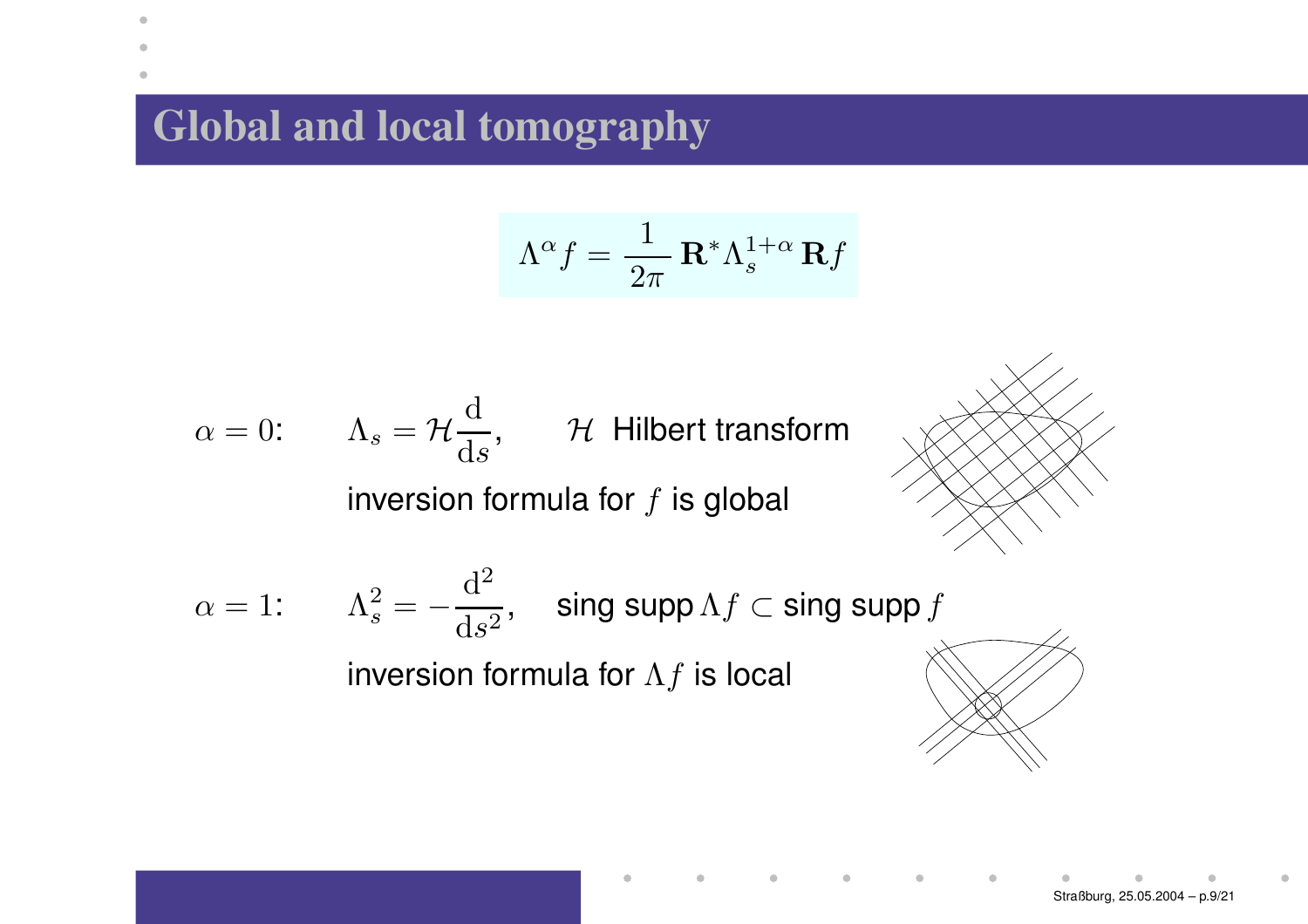# Global and local tomography

$$\Lambda^\alpha f = \frac{1}{2\pi}\, \mathbf{R}^* \Lambda_s^{1+\alpha}\, \mathbf{R} f$$

$\alpha = 0$: $\quad \Lambda_s = \mathcal{H}\dfrac{\mathrm{d}}{\mathrm{d}s}, \quad \mathcal{H}$ Hilbert transform

inversion formula for $f$ is global

$\alpha = 1$: $\quad \Lambda_s^2 = -\dfrac{\mathrm{d}^2}{\mathrm{d}s^2}, \quad$ sing supp $\Lambda f \subset$ sing supp $f$

inversion formula for $\Lambda f$ is local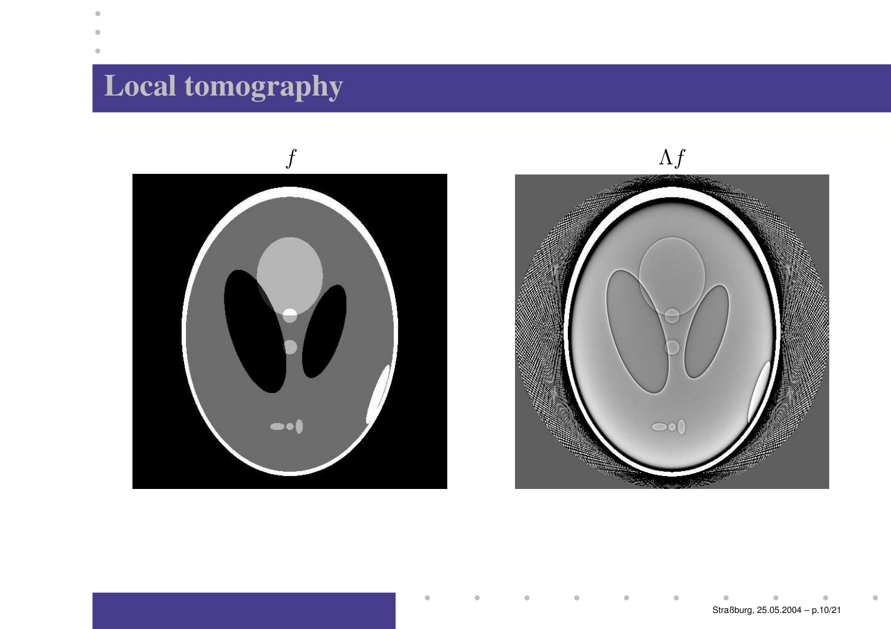# Local tomography

$f$ $\qquad\qquad\qquad\qquad$ $\Lambda f$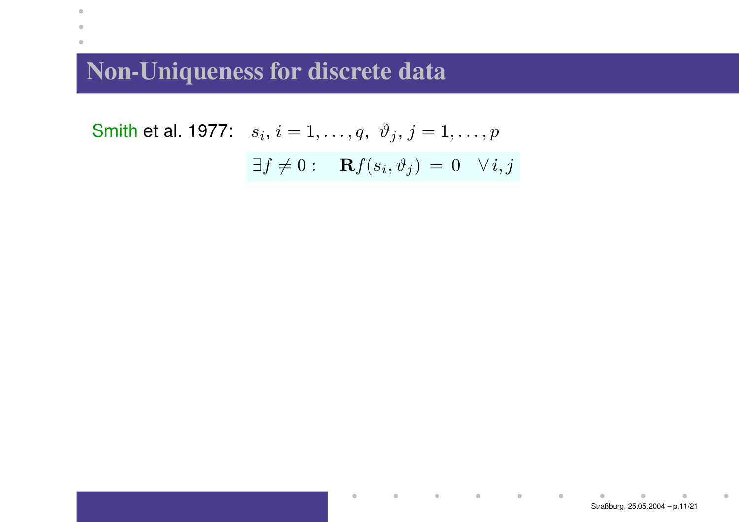# Non-Uniqueness for discrete data

Smith et al. 1977: $s_i, i = 1, \ldots, q,\ \vartheta_j, j = 1, \ldots, p$

$$\exists f \neq 0 : \quad \mathbf{R}f(s_i, \vartheta_j) \;=\; 0 \quad \forall\, i, j$$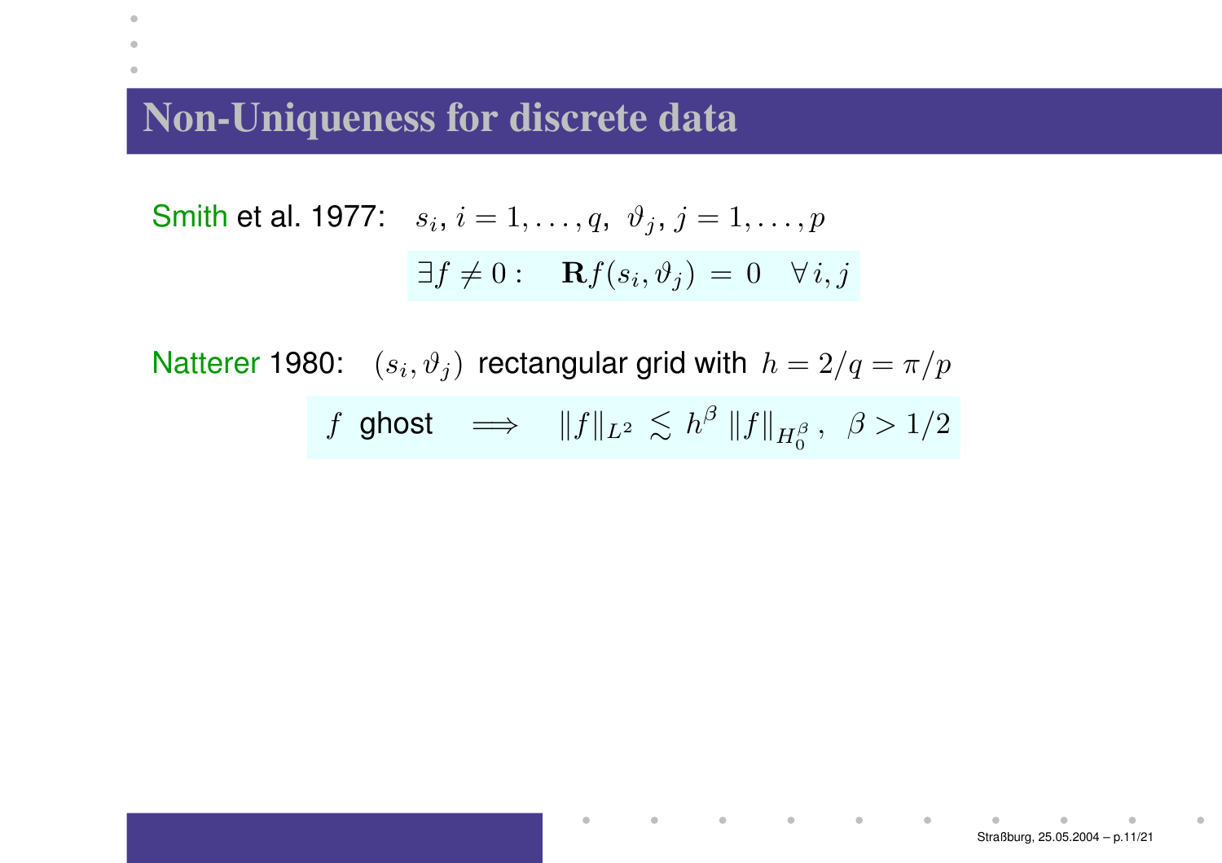# Non-Uniqueness for discrete data

Smith et al. 1977: $s_i,\, i = 1, \ldots, q,\;\; \vartheta_j,\, j = 1, \ldots, p$

$$\exists f \neq 0 : \quad \mathbf{R}f(s_i, \vartheta_j) \,=\, 0 \quad \forall\, i, j$$

Natterer 1980: $(s_i, \vartheta_j)$ rectangular grid with $h = 2/q = \pi/p$

$$f \;\text{ghost} \quad \Longrightarrow \quad \|f\|_{L^2} \lesssim h^{\beta}\, \|f\|_{H_0^{\beta}}\,, \;\; \beta > 1/2$$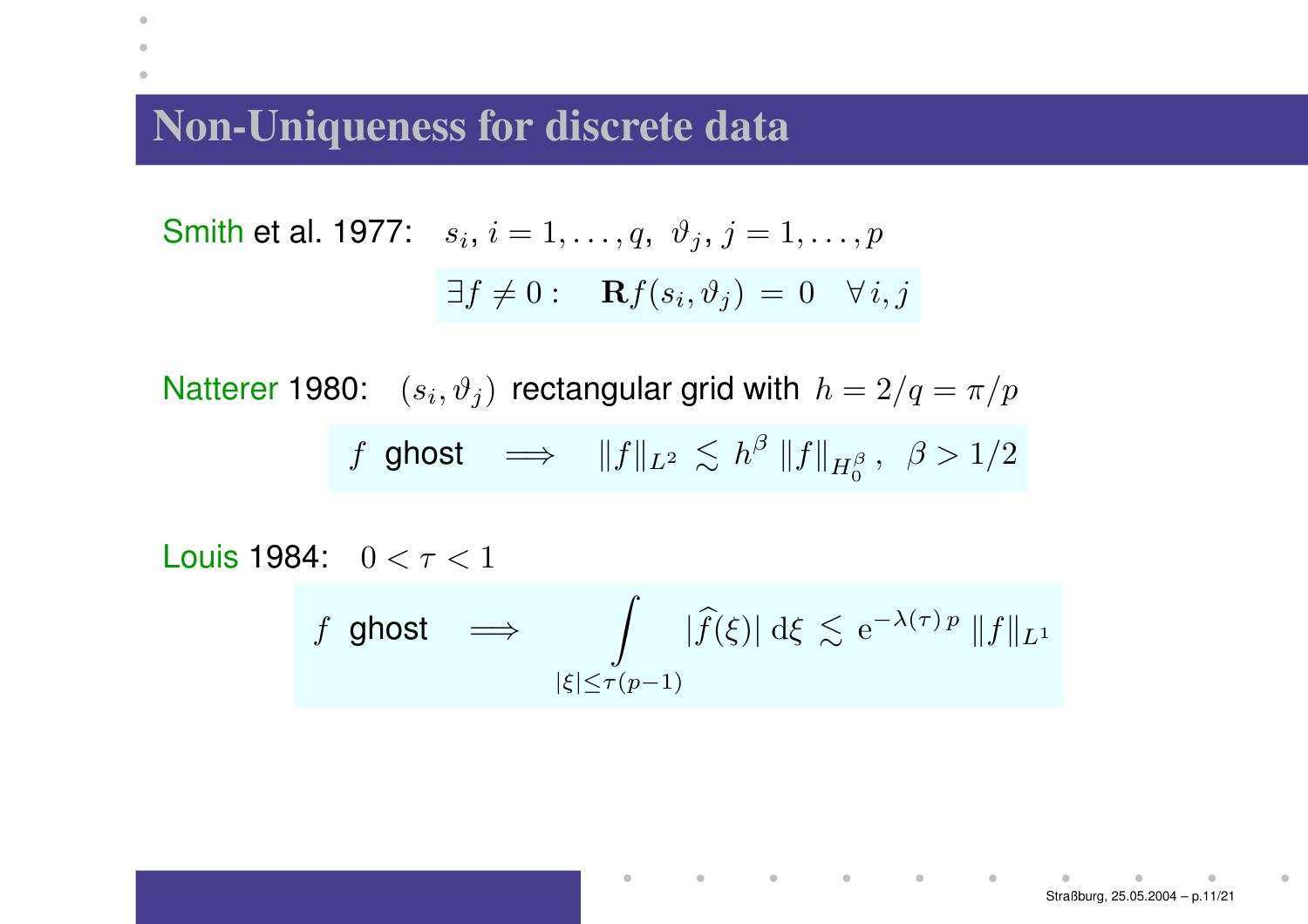# Non-Uniqueness for discrete data

Smith et al. 1977: $s_i,\, i = 1, \ldots, q,\;\; \vartheta_j,\, j = 1, \ldots, p$

$$\exists f \neq 0 : \quad \mathbf{R}f(s_i, \vartheta_j) \;=\; 0 \quad \forall\, i, j$$

Natterer 1980: $(s_i, \vartheta_j)$ rectangular grid with $h = 2/q = \pi/p$

$$f \;\text{ghost} \quad \Longrightarrow \quad \|f\|_{L^2} \;\lesssim\; h^\beta \,\|f\|_{H_0^\beta}\,, \;\; \beta > 1/2$$

Louis 1984: $0 < \tau < 1$

$$f \;\text{ghost} \quad \Longrightarrow \quad \int_{|\xi| \leq \tau(p-1)} |\widehat{f}(\xi)| \, \mathrm{d}\xi \;\lesssim\; \mathrm{e}^{-\lambda(\tau)\, p}\, \|f\|_{L^1}$$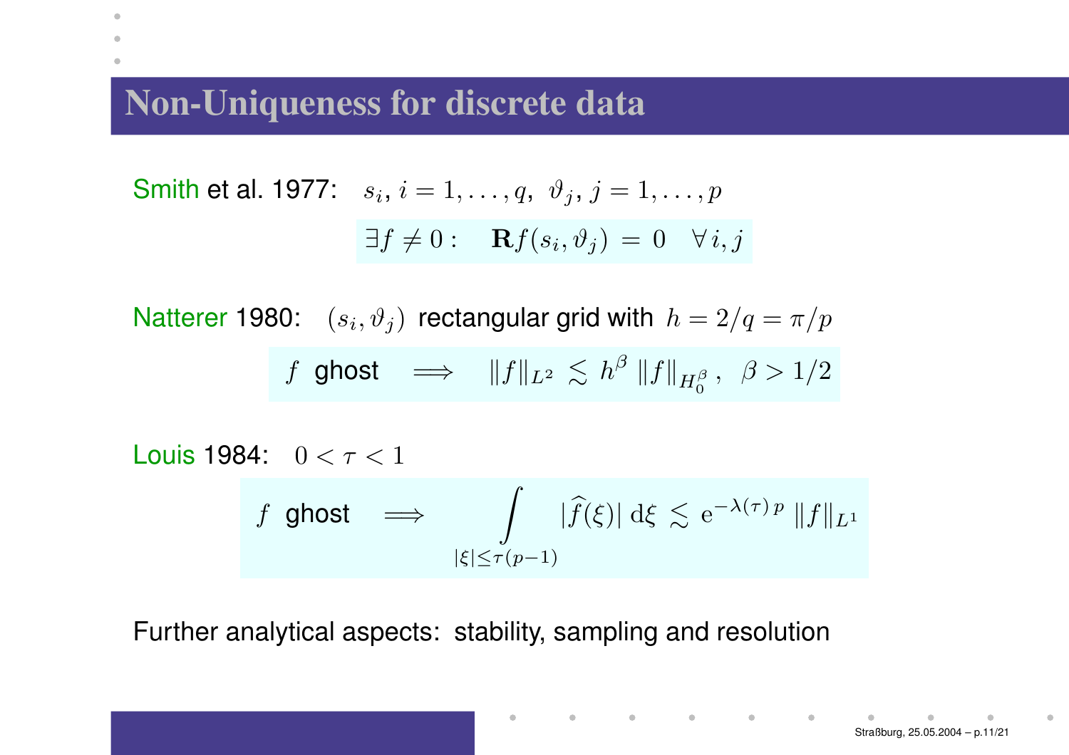# Non-Uniqueness for discrete data

Smith et al. 1977: $s_i, i = 1, \dots, q, \ \vartheta_j, j = 1, \dots, p$

$$\exists f \neq 0 : \quad \mathbf{R}f(s_i, \vartheta_j) = 0 \quad \forall\, i, j$$

Natterer 1980: $(s_i, \vartheta_j)$ rectangular grid with $h = 2/q = \pi/p$

$$f \text{ ghost} \quad \Longrightarrow \quad \|f\|_{L^2} \lesssim h^\beta \, \|f\|_{H_0^\beta}, \quad \beta > 1/2$$

Louis 1984: $0 < \tau < 1$

$$f \text{ ghost} \quad \Longrightarrow \quad \int_{|\xi| \leq \tau(p-1)} |\widehat{f}(\xi)| \, \mathrm{d}\xi \lesssim \mathrm{e}^{-\lambda(\tau)\, p} \, \|f\|_{L^1}$$

Further analytical aspects: stability, sampling and resolution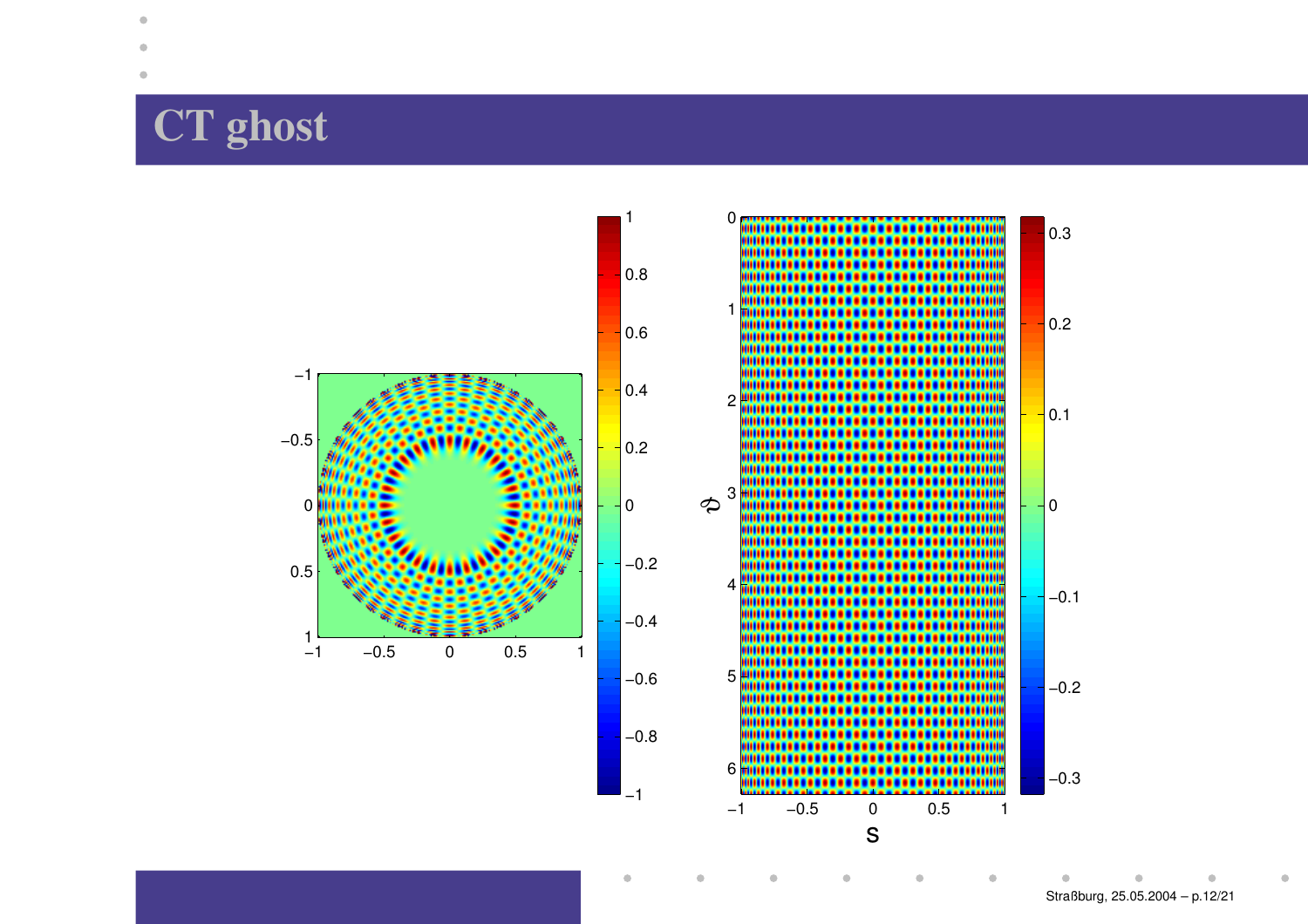# CT ghost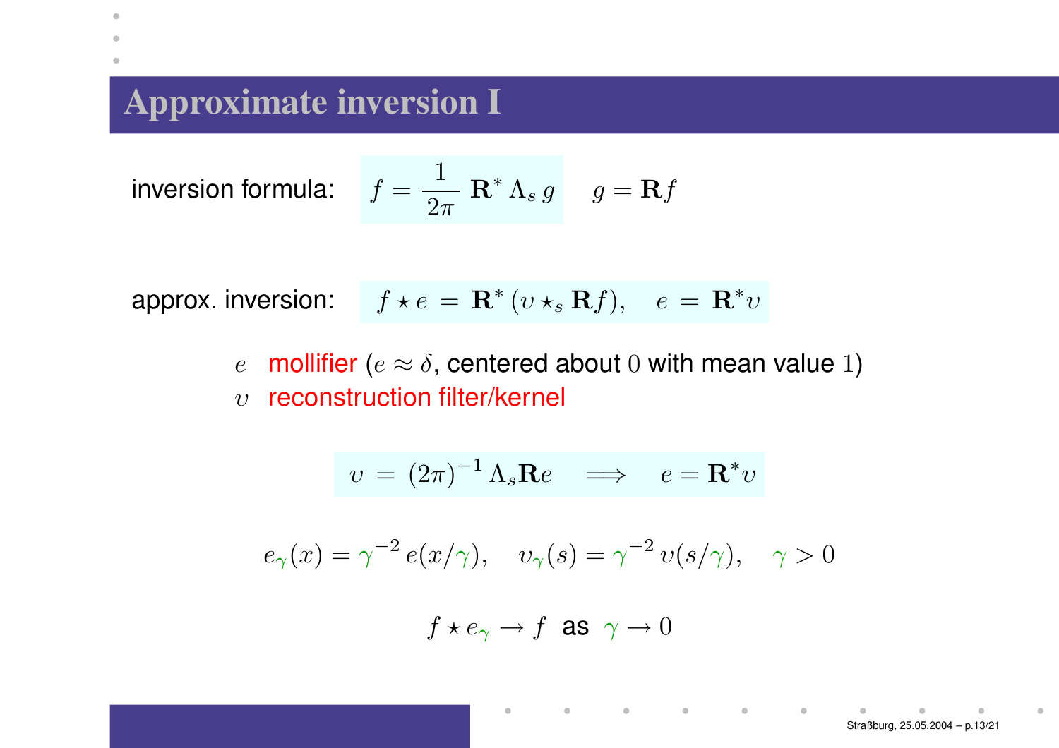# Approximate inversion I

inversion formula: $f = \frac{1}{2\pi}\, \mathbf{R}^*\, \Lambda_s\, g \qquad g = \mathbf{R} f$

approx. inversion: $f \star e \;=\; \mathbf{R}^*\, (\upsilon \star_s \mathbf{R} f), \quad e \;=\; \mathbf{R}^* \upsilon$

- $e$ mollifier ($e \approx \delta$, centered about $0$ with mean value $1$)
- $\upsilon$ reconstruction filter/kernel

$$\upsilon \;=\; (2\pi)^{-1}\, \Lambda_s \mathbf{R} e \quad \Longrightarrow \quad e = \mathbf{R}^* \upsilon$$

$$e_\gamma(x) = \gamma^{-2}\, e(x/\gamma), \quad \upsilon_\gamma(s) = \gamma^{-2}\, \upsilon(s/\gamma), \quad \gamma > 0$$

$$f \star e_\gamma \to f \;\text{ as }\; \gamma \to 0$$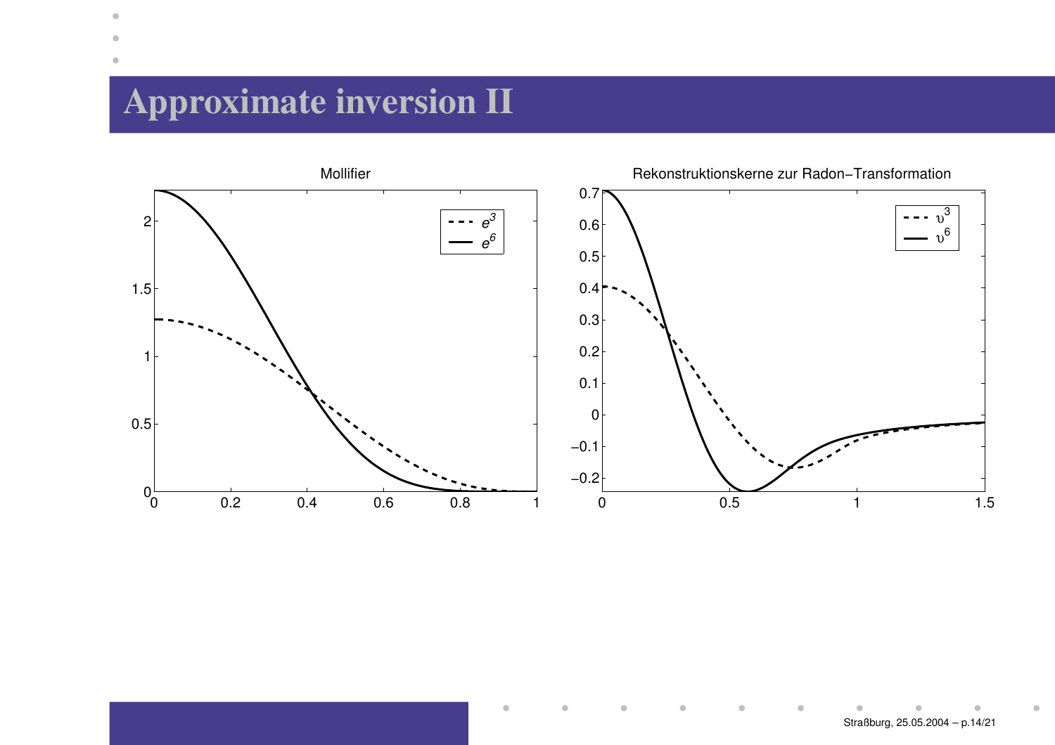# Approximate inversion II

Mollifier

Rekonstruktionskerne zur Radon−Transformation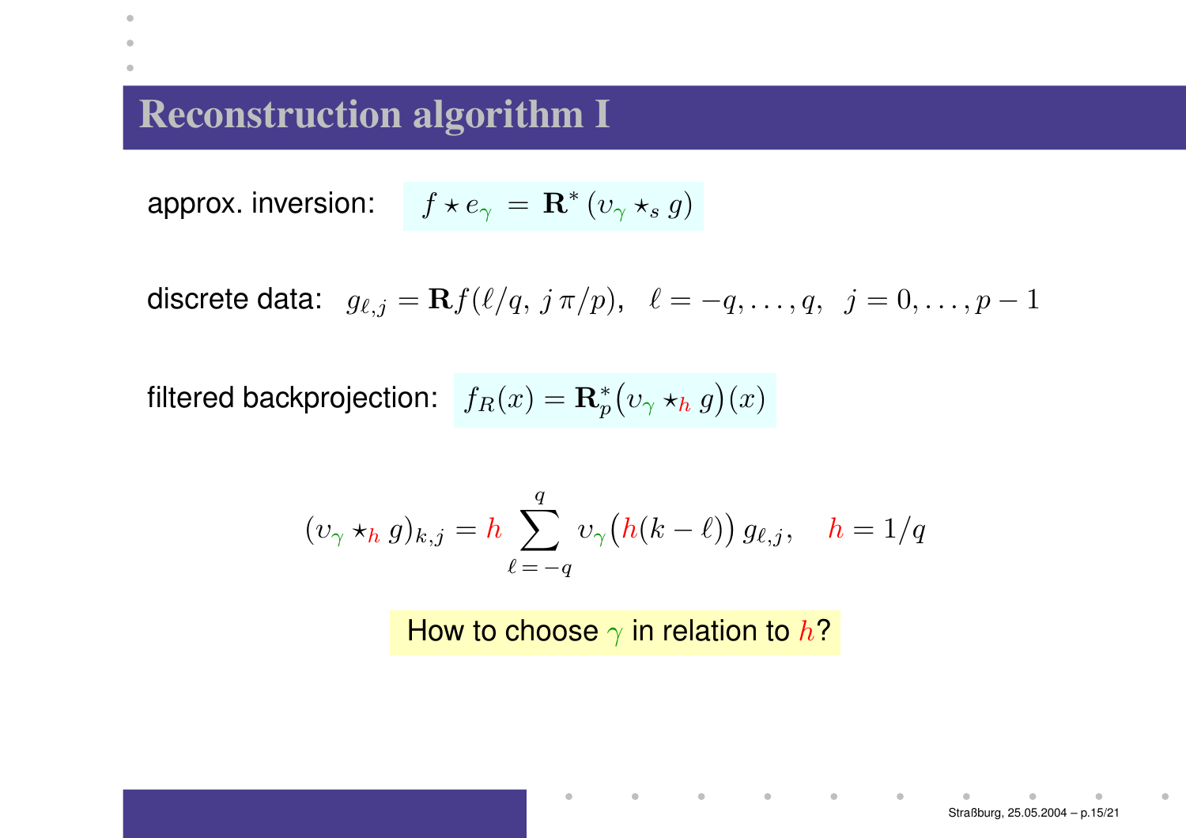# Reconstruction algorithm I

approx. inversion: $f \star e_{\gamma} \;=\; \mathbf{R}^{*}\left(\upsilon_{\gamma} \star_{s} g\right)$

discrete data: $g_{\ell,j} = \mathbf{R}f(\ell/q,\, j\,\pi/p), \quad \ell = -q, \ldots, q, \quad j = 0, \ldots, p-1$

filtered backprojection: $f_R(x) = \mathbf{R}_p^{*}\big(\upsilon_{\gamma} \star_{h} g\big)(x)$

$$(\upsilon_{\gamma} \star_{h} g)_{k,j} = h \sum_{\ell=-q}^{q} \upsilon_{\gamma}\big(h(k-\ell)\big)\, g_{\ell,j}, \qquad h = 1/q$$

How to choose $\gamma$ in relation to $h$?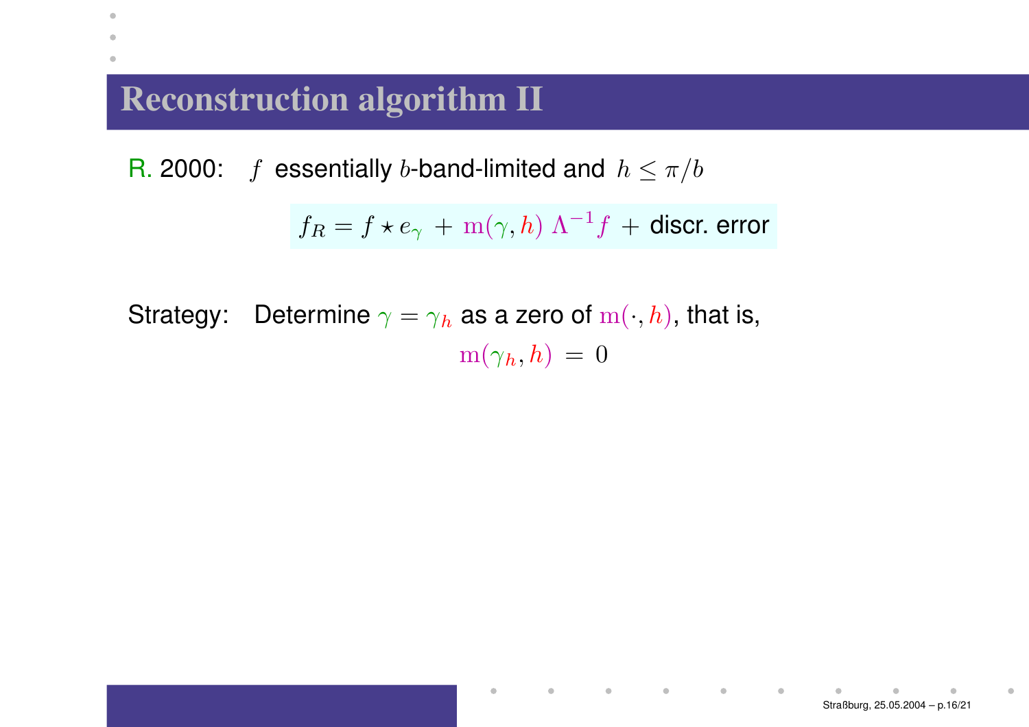# Reconstruction algorithm II

R. 2000: $f$ essentially $b$-band-limited and $h \leq \pi/b$

$$f_R = f \star e_\gamma \; + \; \mathrm{m}(\gamma, h) \; \Lambda^{-1} f \; + \; \text{discr. error}$$

Strategy: Determine $\gamma = \gamma_h$ as a zero of $\mathrm{m}(\cdot, h)$, that is,

$$\mathrm{m}(\gamma_h, h) \; = \; 0$$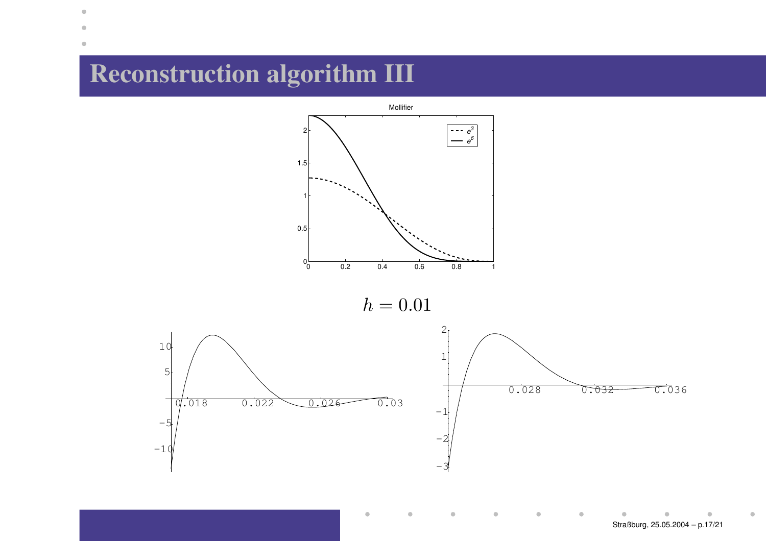# Reconstruction algorithm III

Mollifier

$h = 0.01$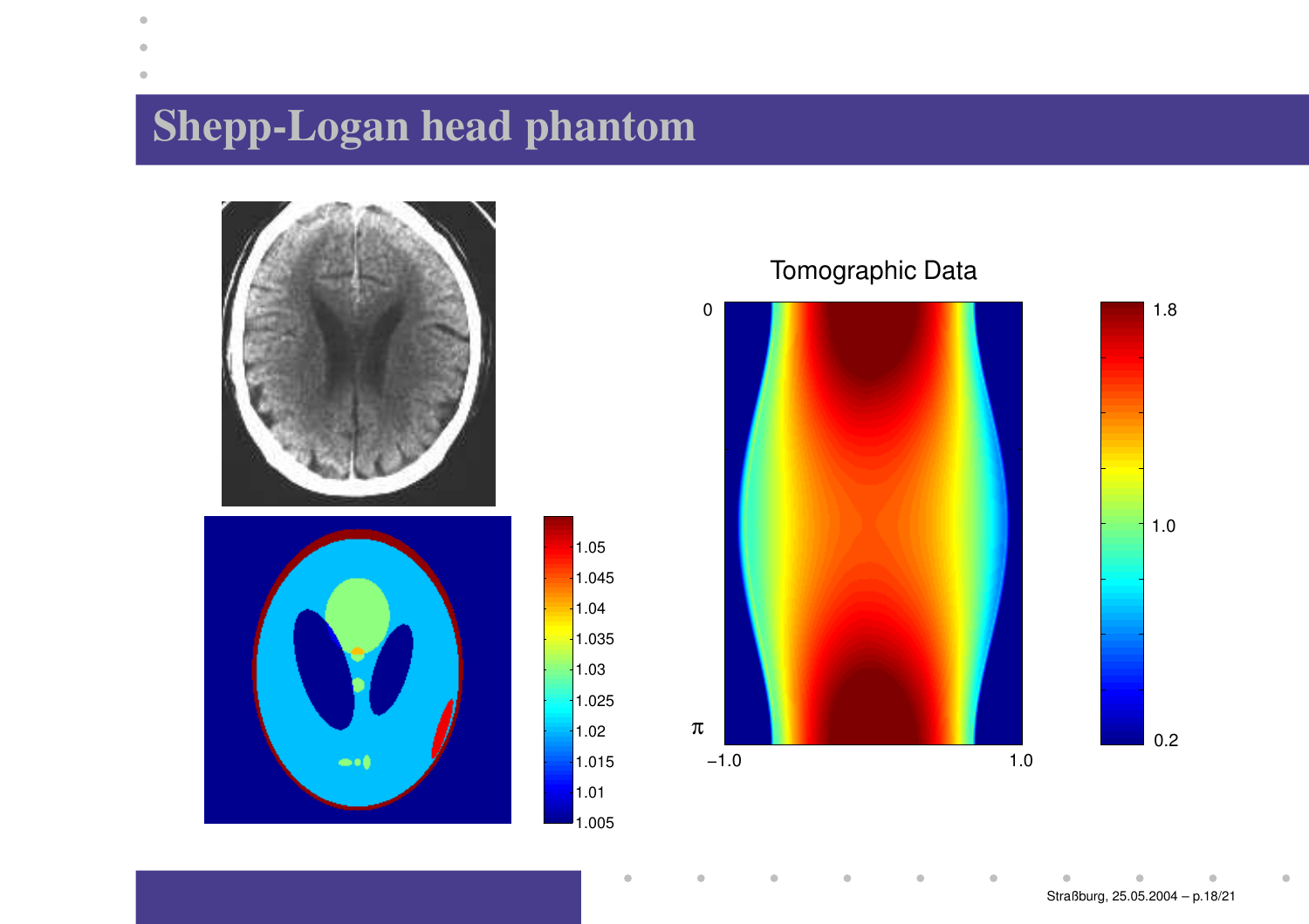# Shepp-Logan head phantom

Tomographic Data

0

π

−1.0

1.0

1.8

1.0

0.2

1.05
1.045
1.04
1.035
1.03
1.025
1.02
1.015
1.01
1.005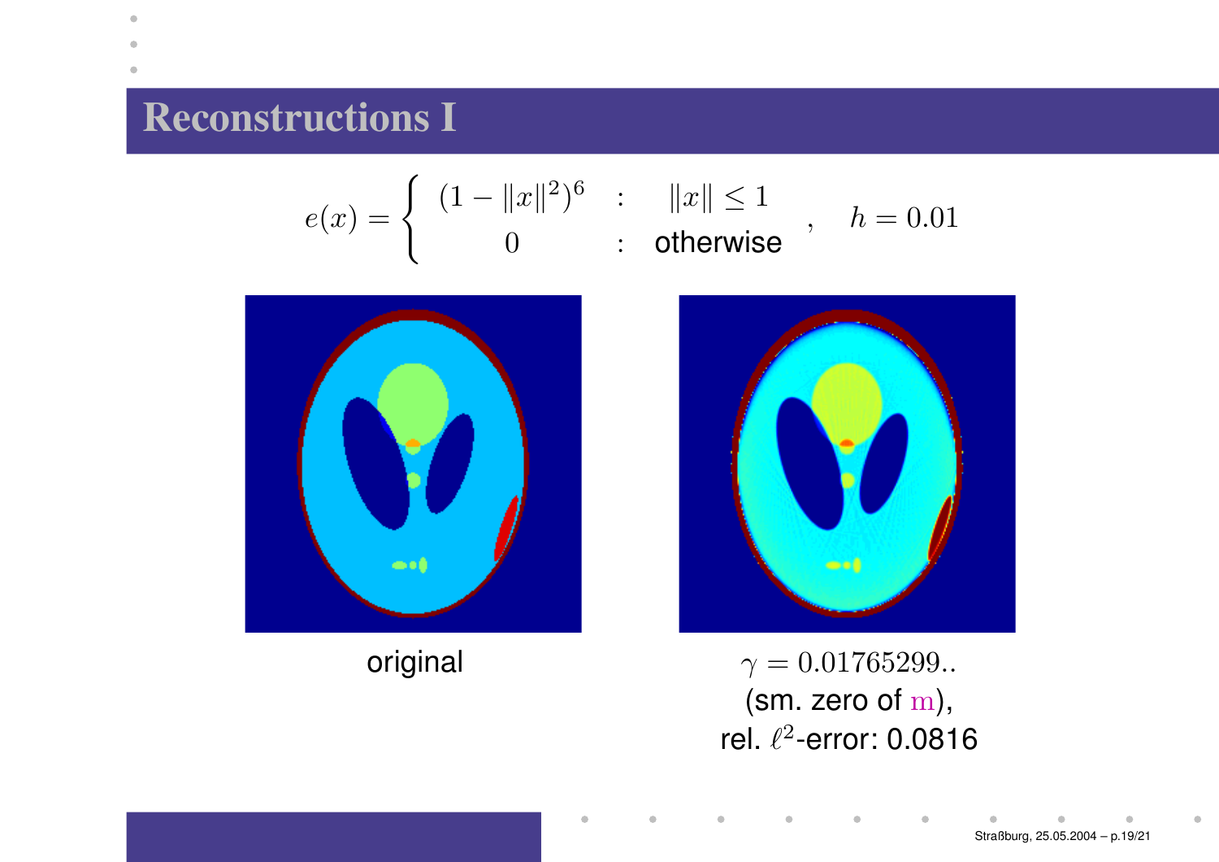## Reconstructions I

$$e(x) = \begin{cases} (1 - \|x\|^2)^6 & : \quad \|x\| \leq 1 \\ 0 & : \quad \text{otherwise} \end{cases}, \quad h = 0.01$$

original

$\gamma = 0.01765299..$
(sm. zero of $\mathrm{m}$),
rel. $\ell^2$-error: 0.0816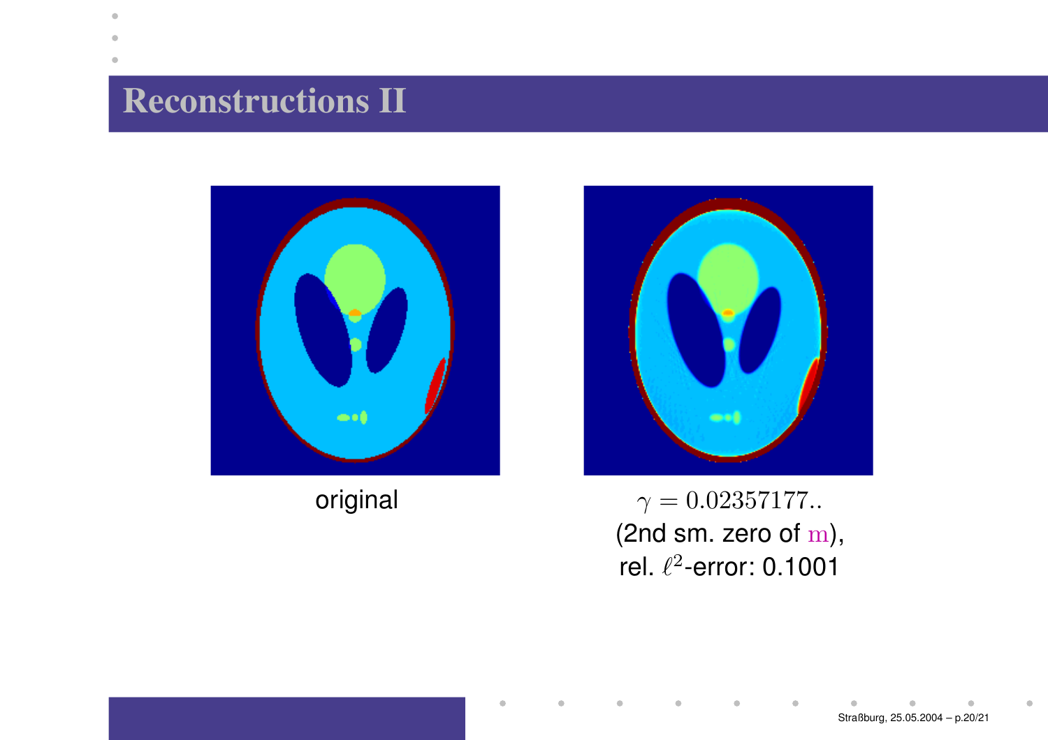# Reconstructions II

original

$\gamma = 0.02357177..$
(2nd sm. zero of $\mathrm{m}$),
rel. $\ell^2$-error: 0.1001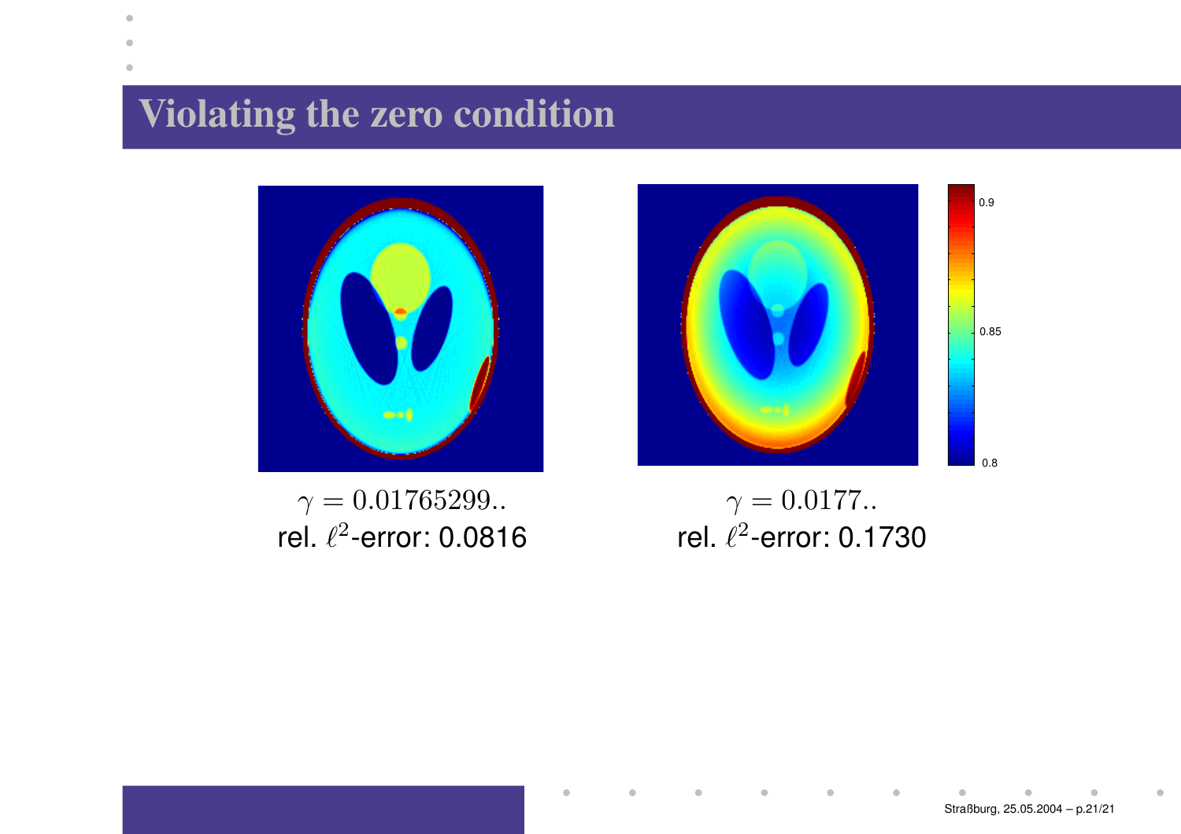# Violating the zero condition

$\gamma = 0.01765299..$
rel. $\ell^2$-error: 0.0816

$\gamma = 0.0177..$
rel. $\ell^2$-error: 0.1730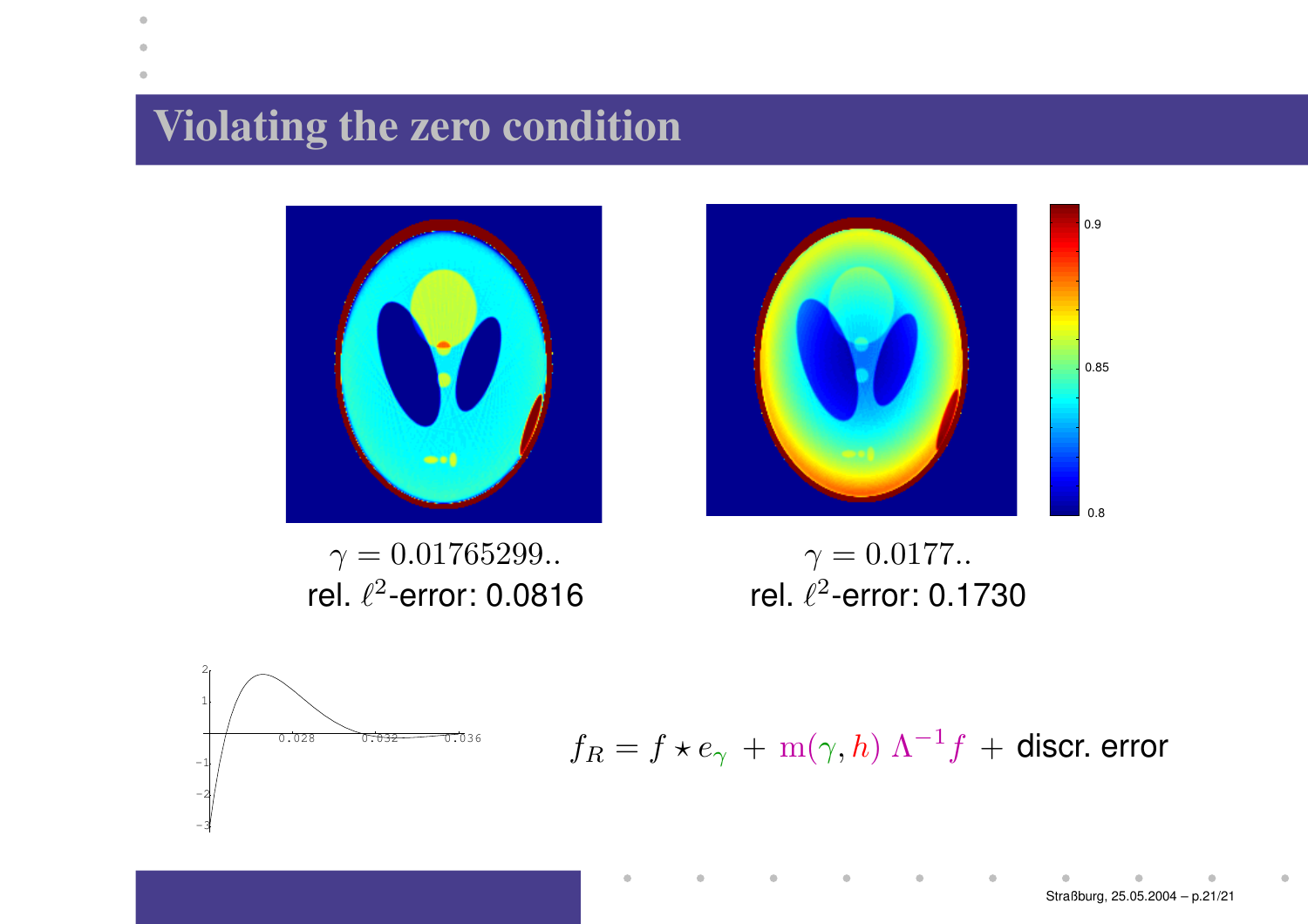# Violating the zero condition

0.9

0.85

0.8

$\gamma = 0.01765299..$
rel. $\ell^2$-error: 0.0816

$\gamma = 0.0177..$
rel. $\ell^2$-error: 0.1730

2
1
−1
−2
−3
0.028
0.032
0.036

$$f_R = f \star e_\gamma \; + \; \mathrm{m}(\gamma, h) \; \Lambda^{-1} f \; + \text{ discr. error}$$